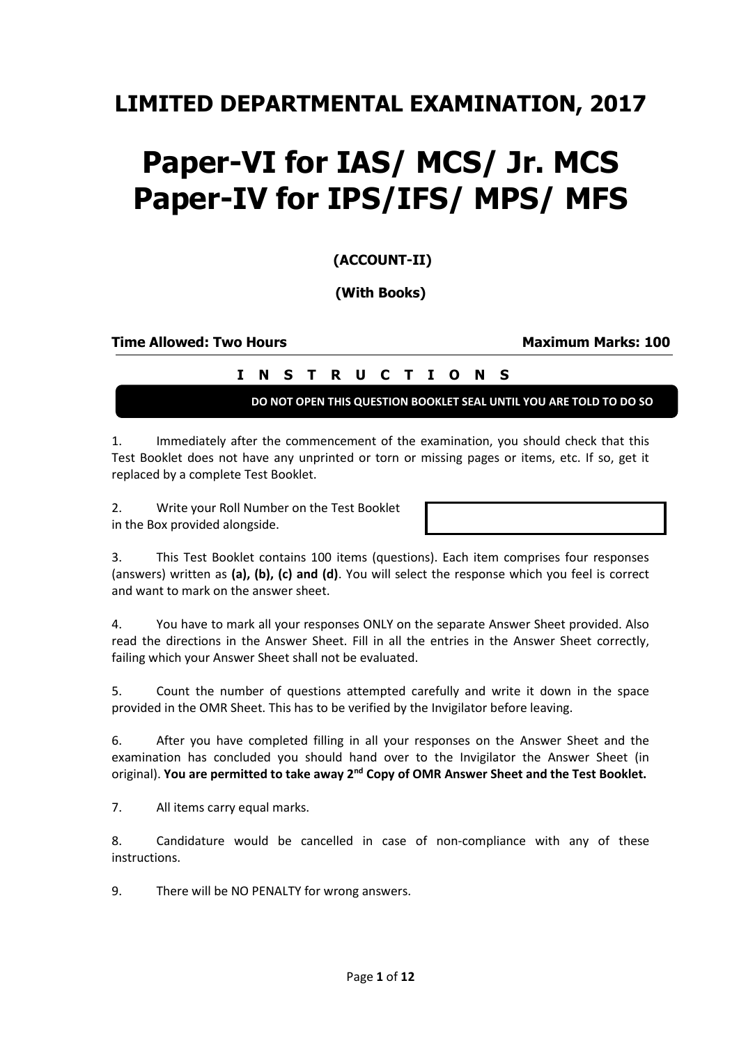# LIMITED DEPARTMENTAL EXAMINATION, 2017

# Paper-VI for IAS/ MCS/ Jr. MCS
# Paper-IV for IPS/IFS/ MPS/ MFS

**(ACCOUNT-II)**

**(With Books)**

**Time Allowed: Two Hours** **Maximum Marks: 100**

---

**I N S T R U C T I O N S**

**DO NOT OPEN THIS QUESTION BOOKLET SEAL UNTIL YOU ARE TOLD TO DO SO**

1. Immediately after the commencement of the examination, you should check that this Test Booklet does not have any unprinted or torn or missing pages or items, etc. If so, get it replaced by a complete Test Booklet.

2. Write your Roll Number on the Test Booklet in the Box provided alongside.

3. This Test Booklet contains 100 items (questions). Each item comprises four responses (answers) written as **(a), (b), (c) and (d)**. You will select the response which you feel is correct and want to mark on the answer sheet.

4. You have to mark all your responses ONLY on the separate Answer Sheet provided. Also read the directions in the Answer Sheet. Fill in all the entries in the Answer Sheet correctly, failing which your Answer Sheet shall not be evaluated.

5. Count the number of questions attempted carefully and write it down in the space provided in the OMR Sheet. This has to be verified by the Invigilator before leaving.

6. After you have completed filling in all your responses on the Answer Sheet and the examination has concluded you should hand over to the Invigilator the Answer Sheet (in original). **You are permitted to take away 2nd Copy of OMR Answer Sheet and the Test Booklet.**

7. All items carry equal marks.

8. Candidature would be cancelled in case of non-compliance with any of these instructions.

9. There will be NO PENALTY for wrong answers.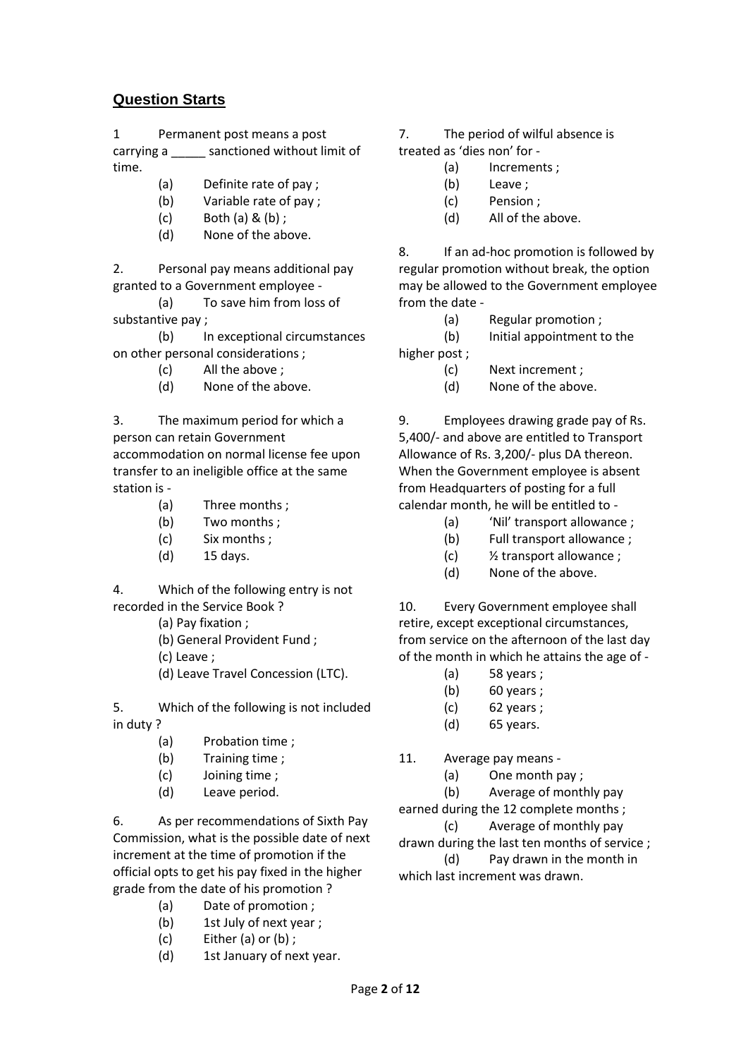## Question Starts

1 Permanent post means a post carrying a _____ sanctioned without limit of time.

- (a) Definite rate of pay ;
- (b) Variable rate of pay ;
- (c) Both (a) & (b) ;
- (d) None of the above.

2. Personal pay means additional pay granted to a Government employee -

- (a) To save him from loss of substantive pay ;
- (b) In exceptional circumstances on other personal considerations ;
- (c) All the above ;
- (d) None of the above.

3. The maximum period for which a person can retain Government accommodation on normal license fee upon transfer to an ineligible office at the same station is -

- (a) Three months ;
- (b) Two months ;
- (c) Six months ;
- (d) 15 days.

4. Which of the following entry is not recorded in the Service Book ?

- (a) Pay fixation ;
- (b) General Provident Fund ;
- (c) Leave ;
- (d) Leave Travel Concession (LTC).

5. Which of the following is not included in duty ?

- (a) Probation time ;
- (b) Training time ;
- (c) Joining time ;
- (d) Leave period.

6. As per recommendations of Sixth Pay Commission, what is the possible date of next increment at the time of promotion if the official opts to get his pay fixed in the higher grade from the date of his promotion ?

- (a) Date of promotion ;
- (b) 1st July of next year ;
- (c) Either (a) or (b) ;
- (d) 1st January of next year.

7. The period of wilful absence is treated as 'dies non' for -

- (a) Increments ;
- (b) Leave ;
- (c) Pension ;
- (d) All of the above.

8. If an ad-hoc promotion is followed by regular promotion without break, the option may be allowed to the Government employee from the date -

- (a) Regular promotion ;
- (b) Initial appointment to the higher post ;
- (c) Next increment ;
- (d) None of the above.

9. Employees drawing grade pay of Rs. 5,400/- and above are entitled to Transport Allowance of Rs. 3,200/- plus DA thereon. When the Government employee is absent from Headquarters of posting for a full calendar month, he will be entitled to -

- (a) 'Nil' transport allowance ;
- (b) Full transport allowance ;
- (c) ½ transport allowance ;
- (d) None of the above.

10. Every Government employee shall retire, except exceptional circumstances, from service on the afternoon of the last day of the month in which he attains the age of -

- (a) 58 years ;
- (b) 60 years ;
- (c) 62 years ;
- (d) 65 years.

11. Average pay means -

- (a) One month pay ;
- (b) Average of monthly pay earned during the 12 complete months ;
- (c) Average of monthly pay drawn during the last ten months of service ;
- (d) Pay drawn in the month in which last increment was drawn.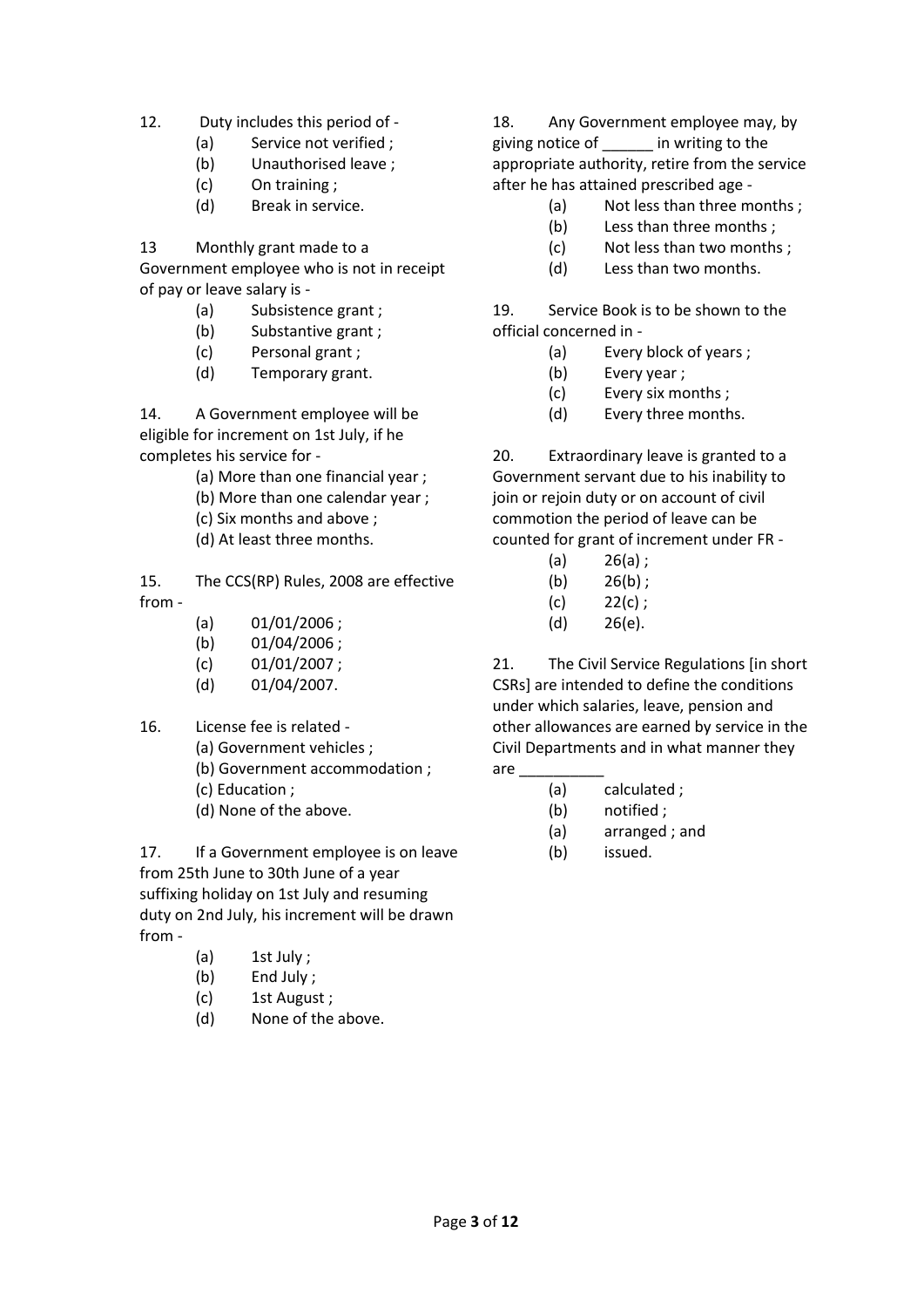12. Duty includes this period of -

    (a) Service not verified ;
    (b) Unauthorised leave ;
    (c) On training ;
    (d) Break in service.

13 Monthly grant made to a Government employee who is not in receipt of pay or leave salary is -

    (a) Subsistence grant ;
    (b) Substantive grant ;
    (c) Personal grant ;
    (d) Temporary grant.

14. A Government employee will be eligible for increment on 1st July, if he completes his service for -

    (a) More than one financial year ;
    (b) More than one calendar year ;
    (c) Six months and above ;
    (d) At least three months.

15. The CCS(RP) Rules, 2008 are effective from -

    (a) 01/01/2006 ;
    (b) 01/04/2006 ;
    (c) 01/01/2007 ;
    (d) 01/04/2007.

16. License fee is related -

    (a) Government vehicles ;
    (b) Government accommodation ;
    (c) Education ;
    (d) None of the above.

17. If a Government employee is on leave from 25th June to 30th June of a year suffixing holiday on 1st July and resuming duty on 2nd July, his increment will be drawn from -

    (a) 1st July ;
    (b) End July ;
    (c) 1st August ;
    (d) None of the above.

18. Any Government employee may, by giving notice of ______ in writing to the appropriate authority, retire from the service after he has attained prescribed age -

    (a) Not less than three months ;
    (b) Less than three months ;
    (c) Not less than two months ;
    (d) Less than two months.

19. Service Book is to be shown to the official concerned in -

    (a) Every block of years ;
    (b) Every year ;
    (c) Every six months ;
    (d) Every three months.

20. Extraordinary leave is granted to a Government servant due to his inability to join or rejoin duty or on account of civil commotion the period of leave can be counted for grant of increment under FR -

    (a) 26(a) ;
    (b) 26(b) ;
    (c) 22(c) ;
    (d) 26(e).

21. The Civil Service Regulations [in short CSRs] are intended to define the conditions under which salaries, leave, pension and other allowances are earned by service in the Civil Departments and in what manner they are __________

    (a) calculated ;
    (b) notified ;
    (a) arranged ; and
    (b) issued.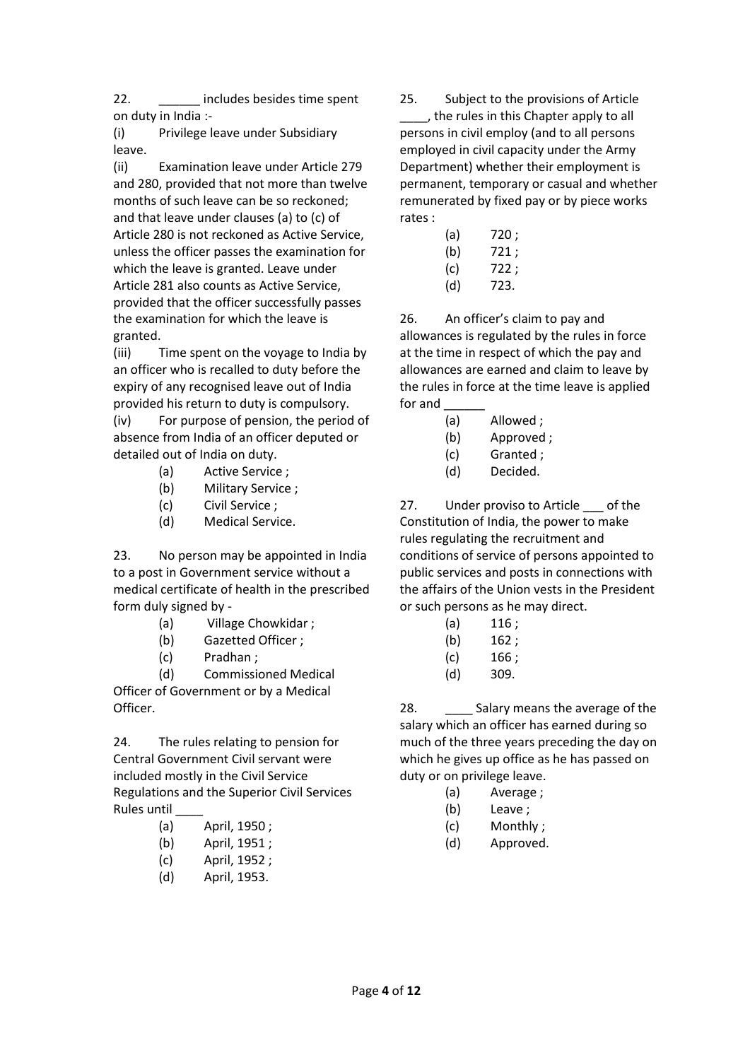22. ______ includes besides time spent on duty in India :-

(i) Privilege leave under Subsidiary leave.

(ii) Examination leave under Article 279 and 280, provided that not more than twelve months of such leave can be so reckoned; and that leave under clauses (a) to (c) of Article 280 is not reckoned as Active Service, unless the officer passes the examination for which the leave is granted. Leave under Article 281 also counts as Active Service, provided that the officer successfully passes the examination for which the leave is granted.

(iii) Time spent on the voyage to India by an officer who is recalled to duty before the expiry of any recognised leave out of India provided his return to duty is compulsory.

(iv) For purpose of pension, the period of absence from India of an officer deputed or detailed out of India on duty.

- (a) Active Service ;
- (b) Military Service ;
- (c) Civil Service ;
- (d) Medical Service.

23. No person may be appointed in India to a post in Government service without a medical certificate of health in the prescribed form duly signed by -

- (a) Village Chowkidar ;
- (b) Gazetted Officer ;
- (c) Pradhan ;
- (d) Commissioned Medical Officer of Government or by a Medical Officer.

24. The rules relating to pension for Central Government Civil servant were included mostly in the Civil Service Regulations and the Superior Civil Services Rules until ____

- (a) April, 1950 ;
- (b) April, 1951 ;
- (c) April, 1952 ;
- (d) April, 1953.

25. Subject to the provisions of Article ____, the rules in this Chapter apply to all persons in civil employ (and to all persons employed in civil capacity under the Army Department) whether their employment is permanent, temporary or casual and whether remunerated by fixed pay or by piece works rates :

- (a) 720 ;
- (b) 721 ;
- (c) 722 ;
- (d) 723.

26. An officer's claim to pay and allowances is regulated by the rules in force at the time in respect of which the pay and allowances are earned and claim to leave by the rules in force at the time leave is applied for and ______

- (a) Allowed ;
- (b) Approved ;
- (c) Granted ;
- (d) Decided.

27. Under proviso to Article ___ of the Constitution of India, the power to make rules regulating the recruitment and conditions of service of persons appointed to public services and posts in connections with the affairs of the Union vests in the President or such persons as he may direct.

- (a) 116 ;
- (b) 162 ;
- (c) 166 ;
- (d) 309.

28. ____ Salary means the average of the salary which an officer has earned during so much of the three years preceding the day on which he gives up office as he has passed on duty or on privilege leave.

- (a) Average ;
- (b) Leave ;
- (c) Monthly ;
- (d) Approved.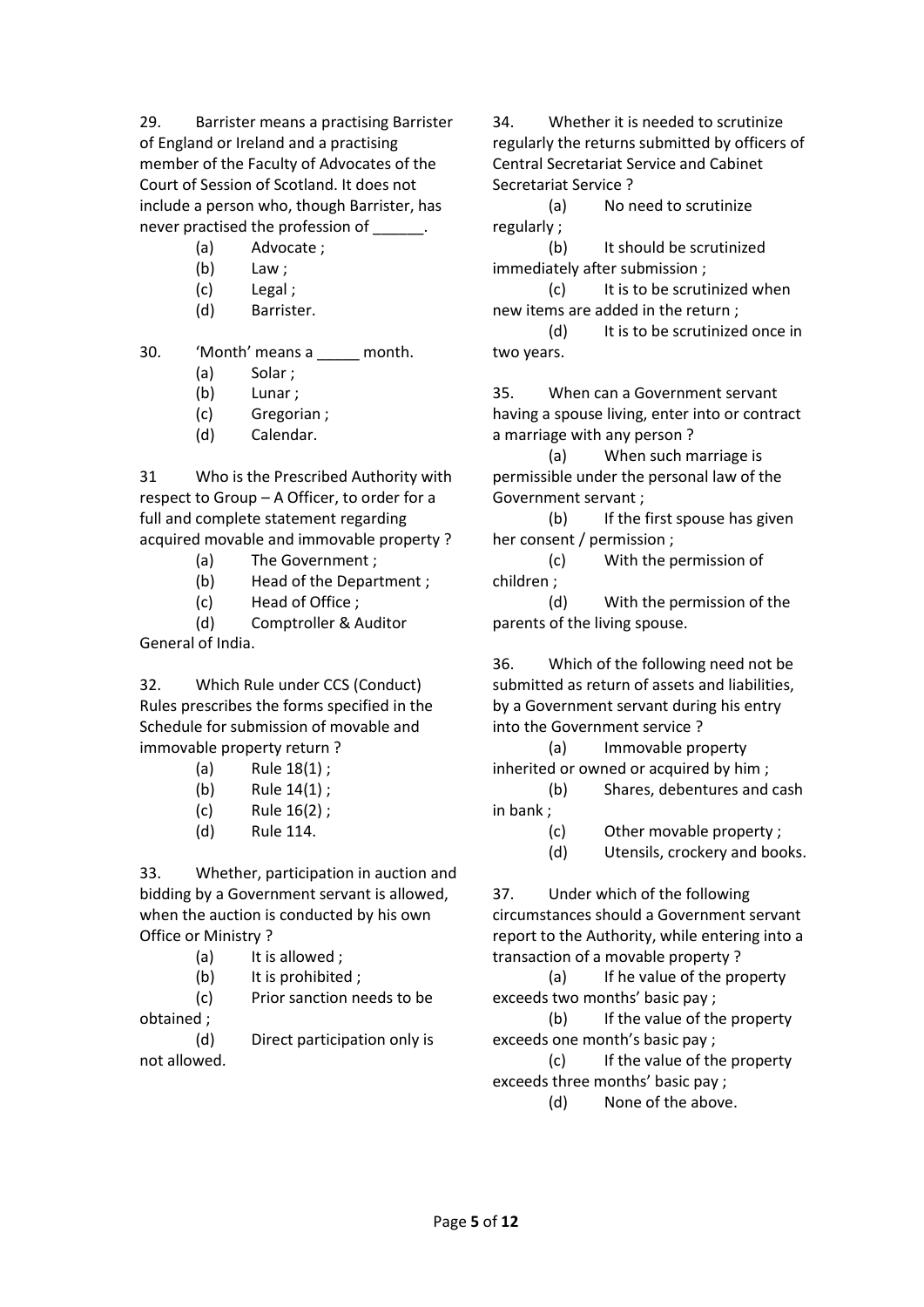29. Barrister means a practising Barrister of England or Ireland and a practising member of the Faculty of Advocates of the Court of Session of Scotland. It does not include a person who, though Barrister, has never practised the profession of ______.

(a) Advocate ;
(b) Law ;
(c) Legal ;
(d) Barrister.

30. 'Month' means a _____ month.

(a) Solar ;
(b) Lunar ;
(c) Gregorian ;
(d) Calendar.

31 Who is the Prescribed Authority with respect to Group – A Officer, to order for a full and complete statement regarding acquired movable and immovable property ?

(a) The Government ;
(b) Head of the Department ;
(c) Head of Office ;
(d) Comptroller & Auditor General of India.

32. Which Rule under CCS (Conduct) Rules prescribes the forms specified in the Schedule for submission of movable and immovable property return ?

(a) Rule 18(1) ;
(b) Rule 14(1) ;
(c) Rule 16(2) ;
(d) Rule 114.

33. Whether, participation in auction and bidding by a Government servant is allowed, when the auction is conducted by his own Office or Ministry ?

(a) It is allowed ;
(b) It is prohibited ;
(c) Prior sanction needs to be obtained ;
(d) Direct participation only is not allowed.

34. Whether it is needed to scrutinize regularly the returns submitted by officers of Central Secretariat Service and Cabinet Secretariat Service ?

(a) No need to scrutinize regularly ;
(b) It should be scrutinized immediately after submission ;
(c) It is to be scrutinized when new items are added in the return ;
(d) It is to be scrutinized once in two years.

35. When can a Government servant having a spouse living, enter into or contract a marriage with any person ?

(a) When such marriage is permissible under the personal law of the Government servant ;
(b) If the first spouse has given her consent / permission ;
(c) With the permission of children ;
(d) With the permission of the parents of the living spouse.

36. Which of the following need not be submitted as return of assets and liabilities, by a Government servant during his entry into the Government service ?

(a) Immovable property inherited or owned or acquired by him ;
(b) Shares, debentures and cash in bank ;
(c) Other movable property ;
(d) Utensils, crockery and books.

37. Under which of the following circumstances should a Government servant report to the Authority, while entering into a transaction of a movable property ?

(a) If he value of the property exceeds two months' basic pay ;
(b) If the value of the property exceeds one month's basic pay ;
(c) If the value of the property exceeds three months' basic pay ;
(d) None of the above.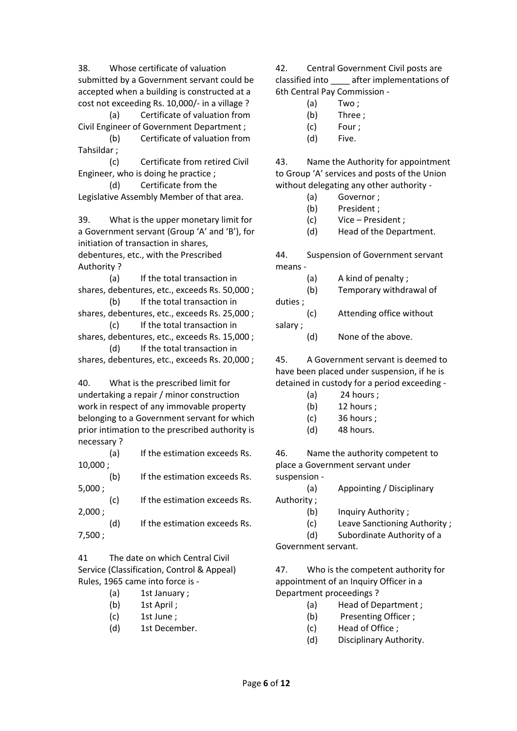38. Whose certificate of valuation submitted by a Government servant could be accepted when a building is constructed at a cost not exceeding Rs. 10,000/- in a village ?

(a) Certificate of valuation from Civil Engineer of Government Department ;

(b) Certificate of valuation from Tahsildar ;

(c) Certificate from retired Civil Engineer, who is doing he practice ;

(d) Certificate from the Legislative Assembly Member of that area.

39. What is the upper monetary limit for a Government servant (Group 'A' and 'B'), for initiation of transaction in shares, debentures, etc., with the Prescribed Authority ?

(a) If the total transaction in shares, debentures, etc., exceeds Rs. 50,000 ;

(b) If the total transaction in shares, debentures, etc., exceeds Rs. 25,000 ;

(c) If the total transaction in shares, debentures, etc., exceeds Rs. 15,000 ;

(d) If the total transaction in shares, debentures, etc., exceeds Rs. 20,000 ;

40. What is the prescribed limit for undertaking a repair / minor construction work in respect of any immovable property belonging to a Government servant for which prior intimation to the prescribed authority is necessary ?

(a) If the estimation exceeds Rs. 10,000 ;

(b) If the estimation exceeds Rs. 5,000 ;

(c) If the estimation exceeds Rs. 2,000 ;

(d) If the estimation exceeds Rs. 7,500 ;

41 The date on which Central Civil Service (Classification, Control & Appeal) Rules, 1965 came into force is -

(a) 1st January ;
(b) 1st April ;
(c) 1st June ;
(d) 1st December.

42. Central Government Civil posts are classified into ____ after implementations of 6th Central Pay Commission -

(a) Two ;
(b) Three ;
(c) Four ;
(d) Five.

43. Name the Authority for appointment to Group 'A' services and posts of the Union without delegating any other authority -

(a) Governor ;
(b) President ;
(c) Vice – President ;
(d) Head of the Department.

44. Suspension of Government servant means -

(a) A kind of penalty ;
(b) Temporary withdrawal of duties ;
(c) Attending office without salary ;
(d) None of the above.

45. A Government servant is deemed to have been placed under suspension, if he is detained in custody for a period exceeding -

(a) 24 hours ;
(b) 12 hours ;
(c) 36 hours ;
(d) 48 hours.

46. Name the authority competent to place a Government servant under suspension -

(a) Appointing / Disciplinary Authority ;
(b) Inquiry Authority ;
(c) Leave Sanctioning Authority ;
(d) Subordinate Authority of a Government servant.

47. Who is the competent authority for appointment of an Inquiry Officer in a Department proceedings ?

(a) Head of Department ;
(b) Presenting Officer ;
(c) Head of Office ;
(d) Disciplinary Authority.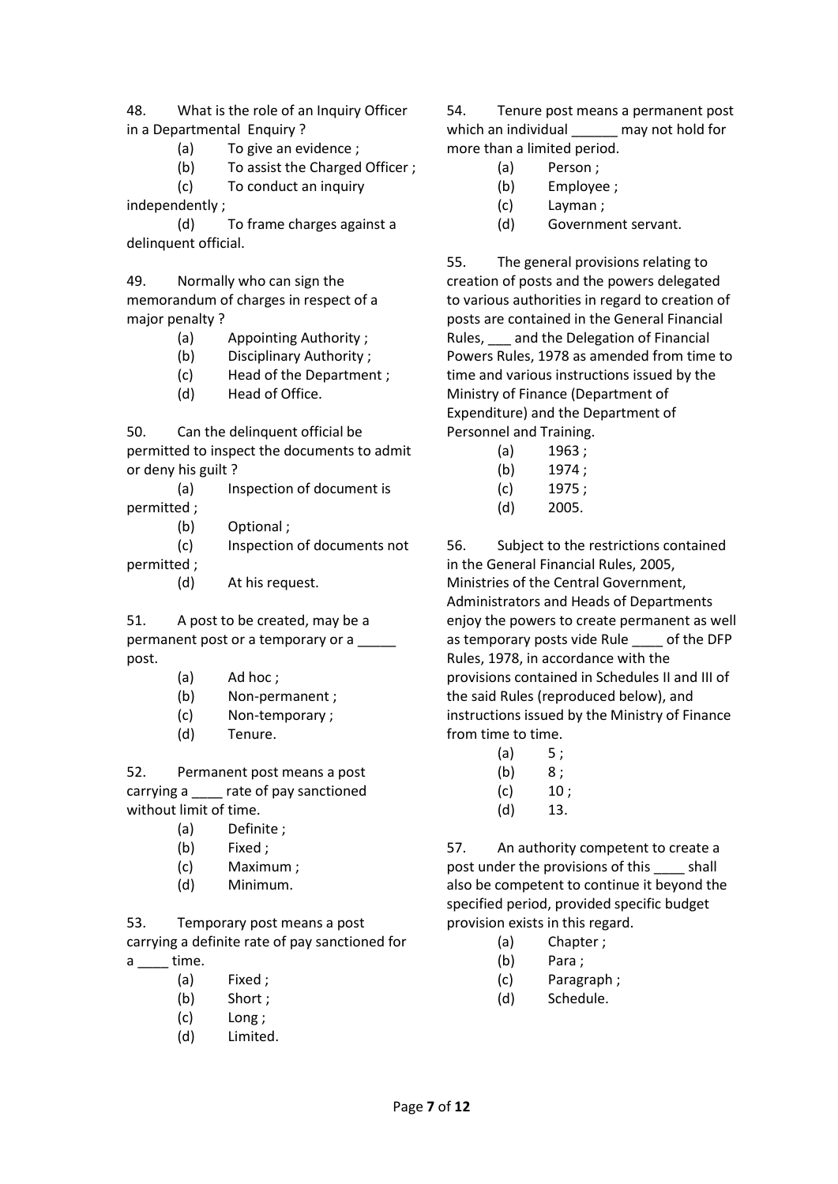48. What is the role of an Inquiry Officer in a Departmental Enquiry ?

(a) To give an evidence ;
(b) To assist the Charged Officer ;
(c) To conduct an inquiry independently ;
(d) To frame charges against a delinquent official.

49. Normally who can sign the memorandum of charges in respect of a major penalty ?

(a) Appointing Authority ;
(b) Disciplinary Authority ;
(c) Head of the Department ;
(d) Head of Office.

50. Can the delinquent official be permitted to inspect the documents to admit or deny his guilt ?

(a) Inspection of document is permitted ;
(b) Optional ;
(c) Inspection of documents not permitted ;
(d) At his request.

51. A post to be created, may be a permanent post or a temporary or a _____ post.

(a) Ad hoc ;
(b) Non-permanent ;
(c) Non-temporary ;
(d) Tenure.

52. Permanent post means a post carrying a ____ rate of pay sanctioned without limit of time.

(a) Definite ;
(b) Fixed ;
(c) Maximum ;
(d) Minimum.

53. Temporary post means a post carrying a definite rate of pay sanctioned for a ____ time.

(a) Fixed ;
(b) Short ;
(c) Long ;
(d) Limited.

54. Tenure post means a permanent post which an individual ______ may not hold for more than a limited period.

(a) Person ;
(b) Employee ;
(c) Layman ;
(d) Government servant.

55. The general provisions relating to creation of posts and the powers delegated to various authorities in regard to creation of posts are contained in the General Financial Rules, ___ and the Delegation of Financial Powers Rules, 1978 as amended from time to time and various instructions issued by the Ministry of Finance (Department of Expenditure) and the Department of Personnel and Training.

(a) 1963 ;
(b) 1974 ;
(c) 1975 ;
(d) 2005.

56. Subject to the restrictions contained in the General Financial Rules, 2005, Ministries of the Central Government, Administrators and Heads of Departments enjoy the powers to create permanent as well as temporary posts vide Rule ____ of the DFP Rules, 1978, in accordance with the provisions contained in Schedules II and III of the said Rules (reproduced below), and instructions issued by the Ministry of Finance from time to time.

(a) 5 ;
(b) 8 ;
(c) 10 ;
(d) 13.

57. An authority competent to create a post under the provisions of this ____ shall also be competent to continue it beyond the specified period, provided specific budget provision exists in this regard.

(a) Chapter ;
(b) Para ;
(c) Paragraph ;
(d) Schedule.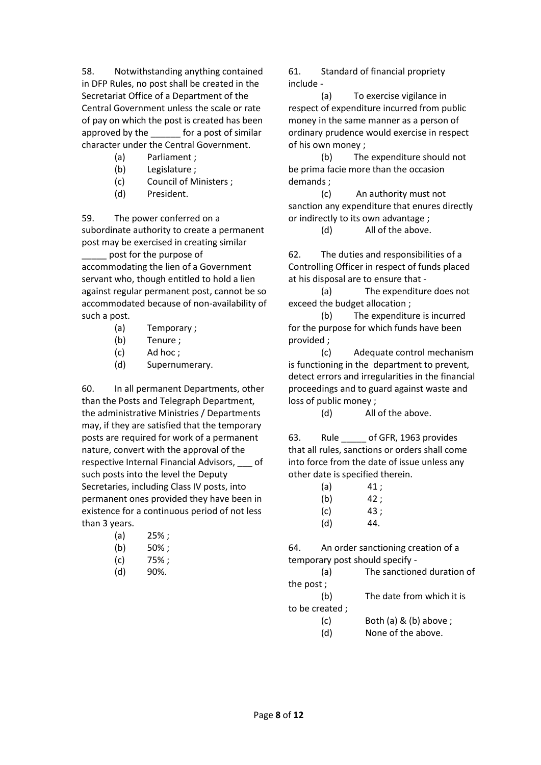58. Notwithstanding anything contained in DFP Rules, no post shall be created in the Secretariat Office of a Department of the Central Government unless the scale or rate of pay on which the post is created has been approved by the ______ for a post of similar character under the Central Government.

(a) Parliament ;
(b) Legislature ;
(c) Council of Ministers ;
(d) President.

59. The power conferred on a subordinate authority to create a permanent post may be exercised in creating similar _____ post for the purpose of accommodating the lien of a Government servant who, though entitled to hold a lien against regular permanent post, cannot be so accommodated because of non-availability of such a post.

(a) Temporary ;
(b) Tenure ;
(c) Ad hoc ;
(d) Supernumerary.

60. In all permanent Departments, other than the Posts and Telegraph Department, the administrative Ministries / Departments may, if they are satisfied that the temporary posts are required for work of a permanent nature, convert with the approval of the respective Internal Financial Advisors, ___ of such posts into the level the Deputy Secretaries, including Class IV posts, into permanent ones provided they have been in existence for a continuous period of not less than 3 years.

(a) 25% ;
(b) 50% ;
(c) 75% ;
(d) 90%.

61. Standard of financial propriety include -

(a) To exercise vigilance in respect of expenditure incurred from public money in the same manner as a person of ordinary prudence would exercise in respect of his own money ;
(b) The expenditure should not be prima facie more than the occasion demands ;
(c) An authority must not sanction any expenditure that enures directly or indirectly to its own advantage ;
(d) All of the above.

62. The duties and responsibilities of a Controlling Officer in respect of funds placed at his disposal are to ensure that -

(a) The expenditure does not exceed the budget allocation ;
(b) The expenditure is incurred for the purpose for which funds have been provided ;
(c) Adequate control mechanism is functioning in the department to prevent, detect errors and irregularities in the financial proceedings and to guard against waste and loss of public money ;
(d) All of the above.

63. Rule _____ of GFR, 1963 provides that all rules, sanctions or orders shall come into force from the date of issue unless any other date is specified therein.

(a) 41 ;
(b) 42 ;
(c) 43 ;
(d) 44.

64. An order sanctioning creation of a temporary post should specify -

(a) The sanctioned duration of the post ;
(b) The date from which it is to be created ;
(c) Both (a) & (b) above ;
(d) None of the above.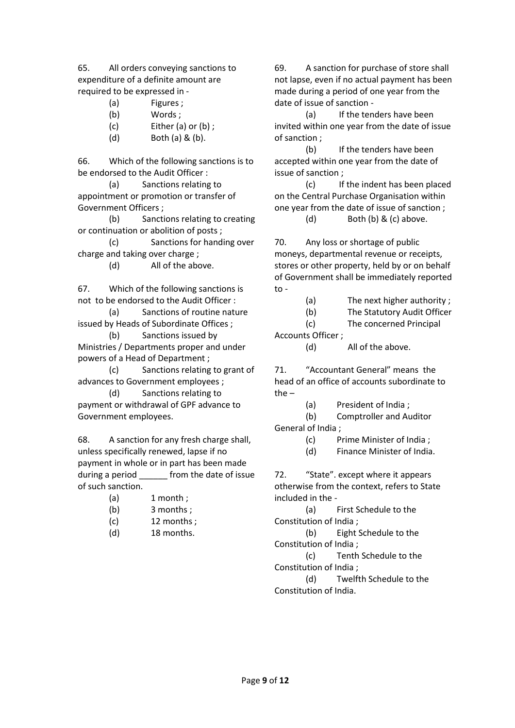65. All orders conveying sanctions to expenditure of a definite amount are required to be expressed in -

(a) Figures ;
(b) Words ;
(c) Either (a) or (b) ;
(d) Both (a) & (b).

66. Which of the following sanctions is to be endorsed to the Audit Officer :

(a) Sanctions relating to appointment or promotion or transfer of Government Officers ;
(b) Sanctions relating to creating or continuation or abolition of posts ;
(c) Sanctions for handing over charge and taking over charge ;
(d) All of the above.

67. Which of the following sanctions is not to be endorsed to the Audit Officer :

(a) Sanctions of routine nature issued by Heads of Subordinate Offices ;
(b) Sanctions issued by Ministries / Departments proper and under powers of a Head of Department ;
(c) Sanctions relating to grant of advances to Government employees ;
(d) Sanctions relating to payment or withdrawal of GPF advance to Government employees.

68. A sanction for any fresh charge shall, unless specifically renewed, lapse if no payment in whole or in part has been made during a period ______ from the date of issue of such sanction.

(a) 1 month ;
(b) 3 months ;
(c) 12 months ;
(d) 18 months.

69. A sanction for purchase of store shall not lapse, even if no actual payment has been made during a period of one year from the date of issue of sanction -

(a) If the tenders have been invited within one year from the date of issue of sanction ;
(b) If the tenders have been accepted within one year from the date of issue of sanction ;
(c) If the indent has been placed on the Central Purchase Organisation within one year from the date of issue of sanction ;
(d) Both (b) & (c) above.

70. Any loss or shortage of public moneys, departmental revenue or receipts, stores or other property, held by or on behalf of Government shall be immediately reported to -

(a) The next higher authority ;
(b) The Statutory Audit Officer
(c) The concerned Principal Accounts Officer ;
(d) All of the above.

71. "Accountant General" means the head of an office of accounts subordinate to the –

(a) President of India ;
(b) Comptroller and Auditor General of India ;
(c) Prime Minister of India ;
(d) Finance Minister of India.

72. "State". except where it appears otherwise from the context, refers to State included in the -

(a) First Schedule to the Constitution of India ;
(b) Eight Schedule to the Constitution of India ;
(c) Tenth Schedule to the Constitution of India ;
(d) Twelfth Schedule to the Constitution of India.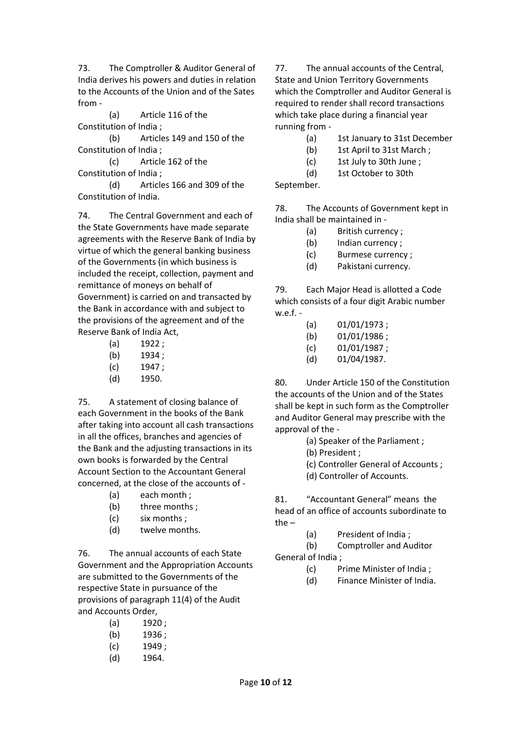73. The Comptroller & Auditor General of India derives his powers and duties in relation to the Accounts of the Union and of the Sates from -

(a) Article 116 of the Constitution of India ;
(b) Articles 149 and 150 of the Constitution of India ;
(c) Article 162 of the Constitution of India ;
(d) Articles 166 and 309 of the Constitution of India.

74. The Central Government and each of the State Governments have made separate agreements with the Reserve Bank of India by virtue of which the general banking business of the Governments (in which business is included the receipt, collection, payment and remittance of moneys on behalf of Government) is carried on and transacted by the Bank in accordance with and subject to the provisions of the agreement and of the Reserve Bank of India Act,

(a) 1922 ;
(b) 1934 ;
(c) 1947 ;
(d) 1950.

75. A statement of closing balance of each Government in the books of the Bank after taking into account all cash transactions in all the offices, branches and agencies of the Bank and the adjusting transactions in its own books is forwarded by the Central Account Section to the Accountant General concerned, at the close of the accounts of -

(a) each month ;
(b) three months ;
(c) six months ;
(d) twelve months.

76. The annual accounts of each State Government and the Appropriation Accounts are submitted to the Governments of the respective State in pursuance of the provisions of paragraph 11(4) of the Audit and Accounts Order,

(a) 1920 ;
(b) 1936 ;
(c) 1949 ;
(d) 1964.

77. The annual accounts of the Central, State and Union Territory Governments which the Comptroller and Auditor General is required to render shall record transactions which take place during a financial year running from -

(a) 1st January to 31st December
(b) 1st April to 31st March ;
(c) 1st July to 30th June ;
(d) 1st October to 30th September.

78. The Accounts of Government kept in India shall be maintained in -

(a) British currency ;
(b) Indian currency ;
(c) Burmese currency ;
(d) Pakistani currency.

79. Each Major Head is allotted a Code which consists of a four digit Arabic number w.e.f. -

(a) 01/01/1973 ;
(b) 01/01/1986 ;
(c) 01/01/1987 ;
(d) 01/04/1987.

80. Under Article 150 of the Constitution the accounts of the Union and of the States shall be kept in such form as the Comptroller and Auditor General may prescribe with the approval of the -

(a) Speaker of the Parliament ;
(b) President ;
(c) Controller General of Accounts ;
(d) Controller of Accounts.

81. “Accountant General” means the head of an office of accounts subordinate to the –

(a) President of India ;
(b) Comptroller and Auditor General of India ;
(c) Prime Minister of India ;
(d) Finance Minister of India.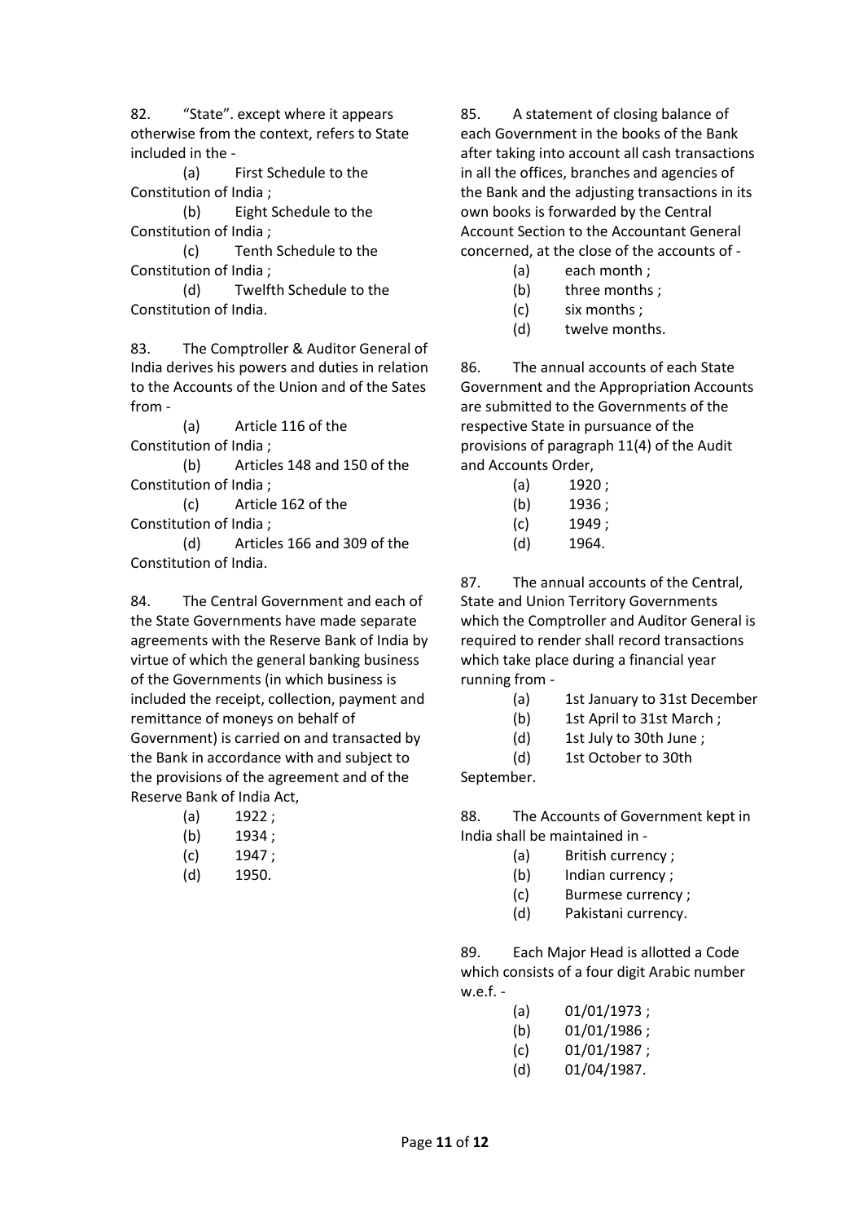82. "State". except where it appears otherwise from the context, refers to State included in the -

(a) First Schedule to the Constitution of India ;
(b) Eight Schedule to the Constitution of India ;
(c) Tenth Schedule to the Constitution of India ;
(d) Twelfth Schedule to the Constitution of India.

83. The Comptroller & Auditor General of India derives his powers and duties in relation to the Accounts of the Union and of the Sates from -

(a) Article 116 of the Constitution of India ;
(b) Articles 148 and 150 of the Constitution of India ;
(c) Article 162 of the Constitution of India ;
(d) Articles 166 and 309 of the Constitution of India.

84. The Central Government and each of the State Governments have made separate agreements with the Reserve Bank of India by virtue of which the general banking business of the Governments (in which business is included the receipt, collection, payment and remittance of moneys on behalf of Government) is carried on and transacted by the Bank in accordance with and subject to the provisions of the agreement and of the Reserve Bank of India Act,

(a) 1922 ;
(b) 1934 ;
(c) 1947 ;
(d) 1950.

85. A statement of closing balance of each Government in the books of the Bank after taking into account all cash transactions in all the offices, branches and agencies of the Bank and the adjusting transactions in its own books is forwarded by the Central Account Section to the Accountant General concerned, at the close of the accounts of -

(a) each month ;
(b) three months ;
(c) six months ;
(d) twelve months.

86. The annual accounts of each State Government and the Appropriation Accounts are submitted to the Governments of the respective State in pursuance of the provisions of paragraph 11(4) of the Audit and Accounts Order,

(a) 1920 ;
(b) 1936 ;
(c) 1949 ;
(d) 1964.

87. The annual accounts of the Central, State and Union Territory Governments which the Comptroller and Auditor General is required to render shall record transactions which take place during a financial year running from -

(a) 1st January to 31st December
(b) 1st April to 31st March ;
(d) 1st July to 30th June ;
(d) 1st October to 30th September.

88. The Accounts of Government kept in India shall be maintained in -

(a) British currency ;
(b) Indian currency ;
(c) Burmese currency ;
(d) Pakistani currency.

89. Each Major Head is allotted a Code which consists of a four digit Arabic number w.e.f. -

(a) 01/01/1973 ;
(b) 01/01/1986 ;
(c) 01/01/1987 ;
(d) 01/04/1987.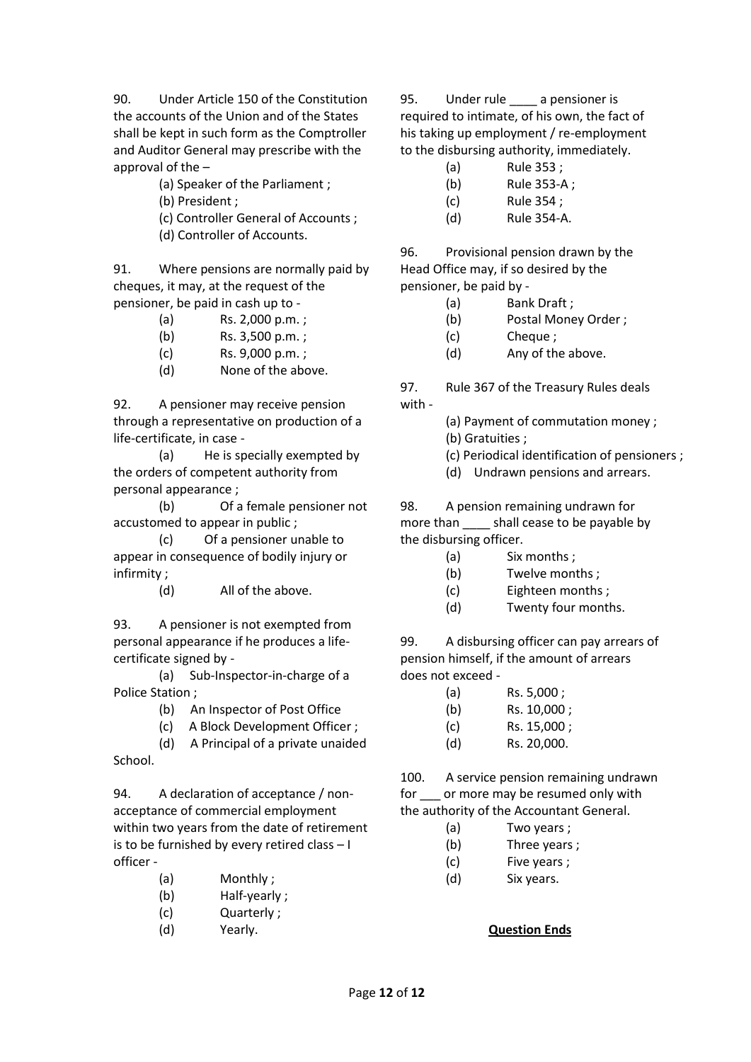90. Under Article 150 of the Constitution the accounts of the Union and of the States shall be kept in such form as the Comptroller and Auditor General may prescribe with the approval of the –

(a) Speaker of the Parliament ;
(b) President ;
(c) Controller General of Accounts ;
(d) Controller of Accounts.

91. Where pensions are normally paid by cheques, it may, at the request of the pensioner, be paid in cash up to -

(a) Rs. 2,000 p.m. ;
(b) Rs. 3,500 p.m. ;
(c) Rs. 9,000 p.m. ;
(d) None of the above.

92. A pensioner may receive pension through a representative on production of a life-certificate, in case -

(a) He is specially exempted by the orders of competent authority from personal appearance ;
(b) Of a female pensioner not accustomed to appear in public ;
(c) Of a pensioner unable to appear in consequence of bodily injury or infirmity ;
(d) All of the above.

93. A pensioner is not exempted from personal appearance if he produces a life-certificate signed by -

(a) Sub-Inspector-in-charge of a Police Station ;
(b) An Inspector of Post Office
(c) A Block Development Officer ;
(d) A Principal of a private unaided School.

94. A declaration of acceptance / non-acceptance of commercial employment within two years from the date of retirement is to be furnished by every retired class – I officer -

(a) Monthly ;
(b) Half-yearly ;
(c) Quarterly ;
(d) Yearly.

95. Under rule ____ a pensioner is required to intimate, of his own, the fact of his taking up employment / re-employment to the disbursing authority, immediately.

(a) Rule 353 ;
(b) Rule 353-A ;
(c) Rule 354 ;
(d) Rule 354-A.

96. Provisional pension drawn by the Head Office may, if so desired by the pensioner, be paid by -

(a) Bank Draft ;
(b) Postal Money Order ;
(c) Cheque ;
(d) Any of the above.

97. Rule 367 of the Treasury Rules deals with -

(a) Payment of commutation money ;
(b) Gratuities ;
(c) Periodical identification of pensioners ;
(d) Undrawn pensions and arrears.

98. A pension remaining undrawn for more than ____ shall cease to be payable by the disbursing officer.

(a) Six months ;
(b) Twelve months ;
(c) Eighteen months ;
(d) Twenty four months.

99. A disbursing officer can pay arrears of pension himself, if the amount of arrears does not exceed -

(a) Rs. 5,000 ;
(b) Rs. 10,000 ;
(c) Rs. 15,000 ;
(d) Rs. 20,000.

100. A service pension remaining undrawn for ___ or more may be resumed only with the authority of the Accountant General.

(a) Two years ;
(b) Three years ;
(c) Five years ;
(d) Six years.

**Question Ends**